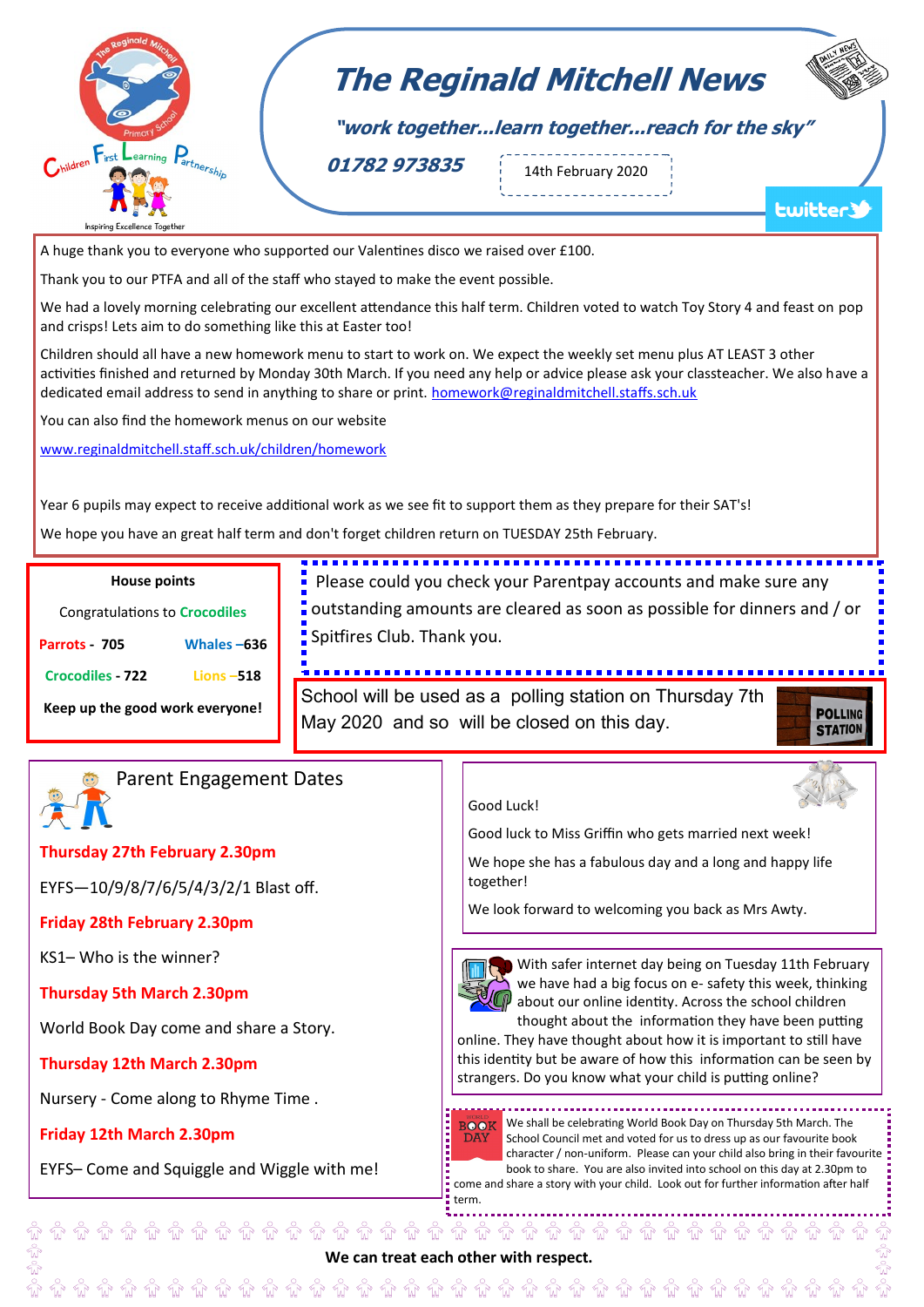# The Reginald Mitchell News

*"work together...learn together...reach for the sky"*

**01782 973835**

14th February 2020

twitter

A huge thank you to everyone who supported our Valentines disco we raised over £100.

Thank you to our PTFA and all of the staff who stayed to make the event possible.

We had a lovely morning celebrating our excellent attendance this half term. Children voted to watch Toy Story 4 and feast on pop and crisps! Lets aim to do something like this at Easter too!

Children should all have a new homework menu to start to work on. We expect the weekly set menu plus AT LEAST 3 other activities finished and returned by Monday 30th March. If you need any help or advice please ask your classteacher. We also have a dedicated email address to send in anything to share or print. homework@reginaldmitchell.staffs.sch.uk

You can also find the homework menus on our website

www.reginaldmitchell.staff.sch.uk/children/homework

Year 6 pupils may expect to receive additional work as we see fit to support them as they prepare for their SAT's!

We hope you have an great half term and don't forget children return on TUESDAY 25th February.

**House points**

Congratulations to Crocodiles

| | |
|---|---|
| **Parrots - 705** | **Whales –636** |
| **Crocodiles - 722** | **Lions –518** |

**Keep up the good work everyone!**

Please could you check your Parentpay accounts and make sure any outstanding amounts are cleared as soon as possible for dinners and / or Spitfires Club. Thank you.

School will be used as a polling station on Thursday 7th May 2020 and so will be closed on this day.

## Parent Engagement Dates

**Thursday 27th February 2.30pm**

EYFS—10/9/8/7/6/5/4/3/2/1 Blast off.

**Friday 28th February 2.30pm**

KS1– Who is the winner?

**Thursday 5th March 2.30pm**

World Book Day come and share a Story.

**Thursday 12th March 2.30pm**

Nursery - Come along to Rhyme Time .

**Friday 12th March 2.30pm**

EYFS– Come and Squiggle and Wiggle with me!

Good Luck!

Good luck to Miss Griffin who gets married next week!

We hope she has a fabulous day and a long and happy life together!

We look forward to welcoming you back as Mrs Awty.

With safer internet day being on Tuesday 11th February we have had a big focus on e- safety this week, thinking about our online identity. Across the school children thought about the information they have been putting online. They have thought about how it is important to still have this identity but be aware of how this information can be seen by strangers. Do you know what your child is putting online?

We shall be celebrating World Book Day on Thursday 5th March. The School Council met and voted for us to dress up as our favourite book character / non-uniform. Please can your child also bring in their favourite book to share. You are also invited into school on this day at 2.30pm to come and share a story with your child. Look out for further information after half term.

**We can treat each other with respect.**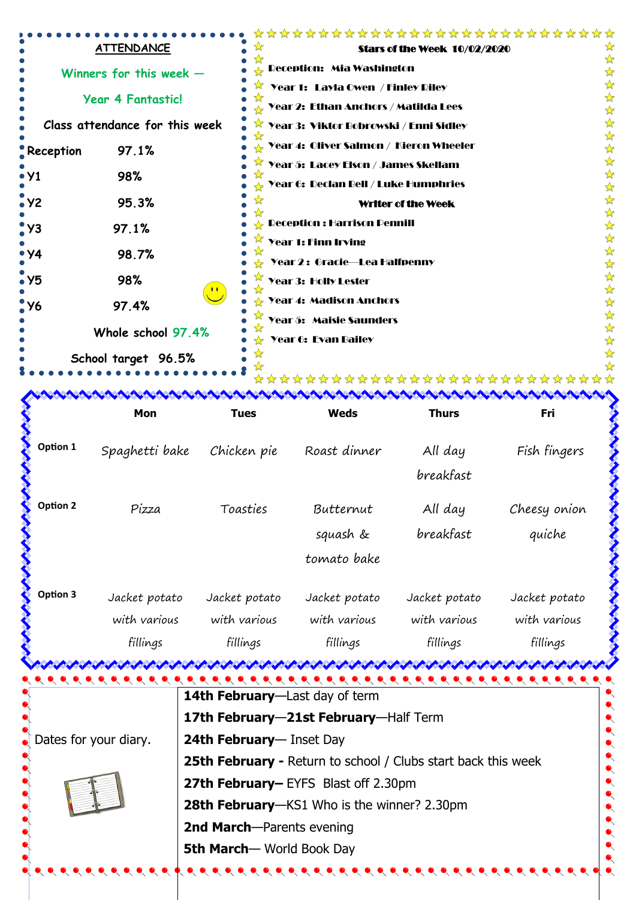## ATTENDANCE

Winners for this week — Year 4 Fantastic!

Class attendance for this week

| | |
|---|---|
| Reception | 97.1% |
| Y1 | 98% |
| Y2 | 95.3% |
| Y3 | 97.1% |
| Y4 | 98.7% |
| Y5 | 98% |
| Y6 | 97.4% |

Whole school 97.4%

School target 96.5%

## Stars of the Week 10/02/2020

Reception: Mia Washington

Year 1: Layla Owen / Finley Riley

Year 2: Ethan Anchors / Matilda Lees

Year 3: Viktor Bobrowski / Enni Sidley

Year 4: Oliver Salmon / Kieron Wheeler

Year 5: Lacey Elson / James Skellam

Year 6: Declan Bell / Luke Humphries

## Writer of the Week

Reception : Harrison Pennill

Year 1: Finn Irving

Year 2 : Gracie—Lea Halfpenny

Year 3: Holly Lester

Year 4: Madison Anchors

Year 5: Maisie Saunders

Year 6: Evan Bailey

| | Mon | Tues | Weds | Thurs | Fri |
|---|---|---|---|---|---|
| Option 1 | Spaghetti bake | Chicken pie | Roast dinner | All day breakfast | Fish fingers |
| Option 2 | Pizza | Toasties | Butternut squash & tomato bake | All day breakfast | Cheesy onion quiche |
| Option 3 | Jacket potato with various fillings | Jacket potato with various fillings | Jacket potato with various fillings | Jacket potato with various fillings | Jacket potato with various fillings |

## Dates for your diary.

**14th February**—Last day of term

**17th February**—**21st February**—Half Term

**24th February**— Inset Day

**25th February -** Return to school / Clubs start back this week

**27th February–** EYFS Blast off 2.30pm

**28th February**—KS1 Who is the winner? 2.30pm

**2nd March**—Parents evening

**5th March**— World Book Day